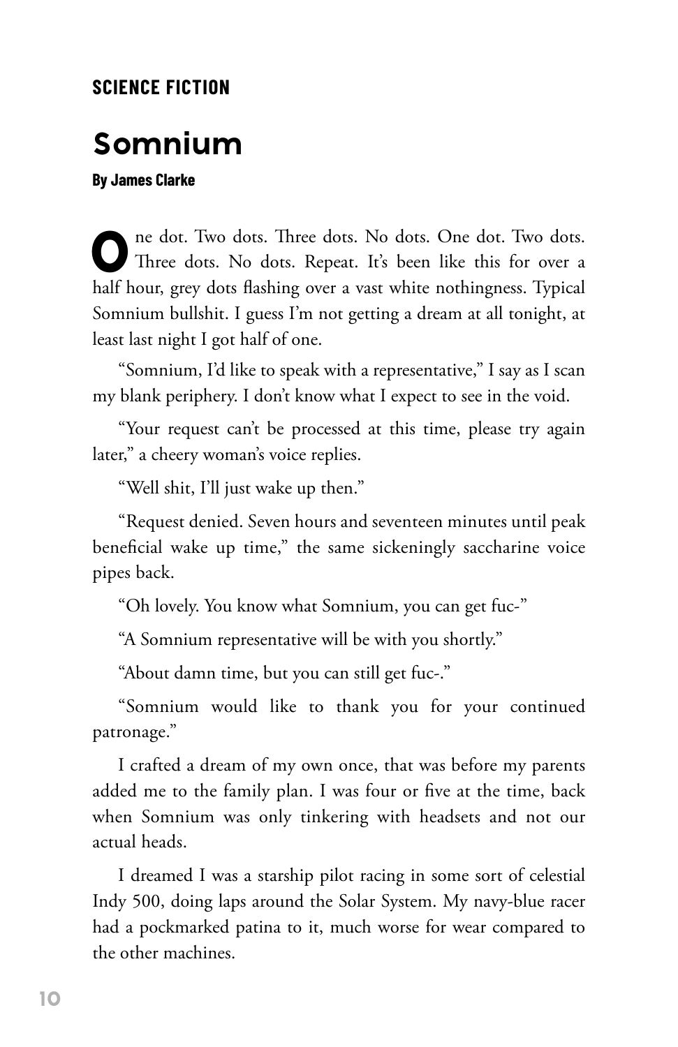**SCIENCE FICTION**

# Somnium

**By James Clarke**

One dot. Two dots. Three dots. No dots. One dot. Two dots. Three dots. No dots. Repeat. It's been like this for over a half hour, grey dots flashing over a vast white nothingness. Typical Somnium bullshit. I guess I'm not getting a dream at all tonight, at least last night I got half of one.

"Somnium, I'd like to speak with a representative," I say as I scan my blank periphery. I don't know what I expect to see in the void.

"Your request can't be processed at this time, please try again later," a cheery woman's voice replies.

"Well shit, I'll just wake up then."

"Request denied. Seven hours and seventeen minutes until peak beneficial wake up time," the same sickeningly saccharine voice pipes back.

"Oh lovely. You know what Somnium, you can get fuc-"

"A Somnium representative will be with you shortly."

"About damn time, but you can still get fuc-."

"Somnium would like to thank you for your continued patronage."

I crafted a dream of my own once, that was before my parents added me to the family plan. I was four or five at the time, back when Somnium was only tinkering with headsets and not our actual heads.

I dreamed I was a starship pilot racing in some sort of celestial Indy 500, doing laps around the Solar System. My navy-blue racer had a pockmarked patina to it, much worse for wear compared to the other machines.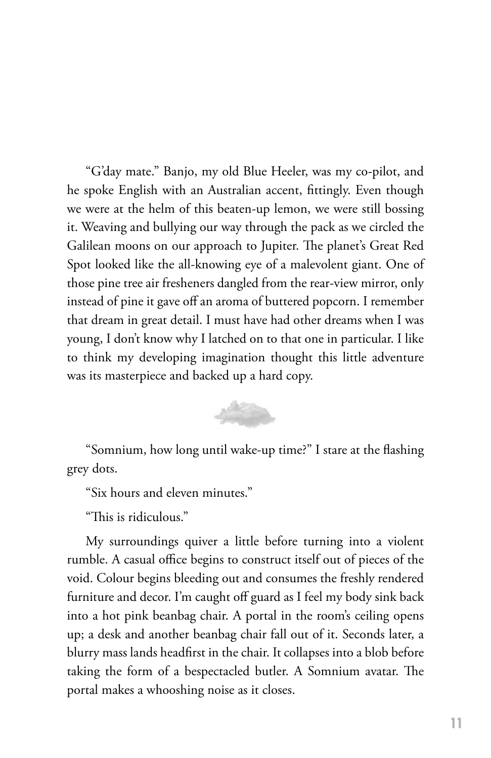"G'day mate." Banjo, my old Blue Heeler, was my co-pilot, and he spoke English with an Australian accent, fittingly. Even though we were at the helm of this beaten-up lemon, we were still bossing it. Weaving and bullying our way through the pack as we circled the Galilean moons on our approach to Jupiter. The planet's Great Red Spot looked like the all-knowing eye of a malevolent giant. One of those pine tree air fresheners dangled from the rear-view mirror, only instead of pine it gave off an aroma of buttered popcorn. I remember that dream in great detail. I must have had other dreams when I was young, I don't know why I latched on to that one in particular. I like to think my developing imagination thought this little adventure was its masterpiece and backed up a hard copy.

"Somnium, how long until wake-up time?" I stare at the flashing grey dots.

"Six hours and eleven minutes."

"This is ridiculous."

My surroundings quiver a little before turning into a violent rumble. A casual office begins to construct itself out of pieces of the void. Colour begins bleeding out and consumes the freshly rendered furniture and decor. I'm caught off guard as I feel my body sink back into a hot pink beanbag chair. A portal in the room's ceiling opens up; a desk and another beanbag chair fall out of it. Seconds later, a blurry mass lands headfirst in the chair. It collapses into a blob before taking the form of a bespectacled butler. A Somnium avatar. The portal makes a whooshing noise as it closes.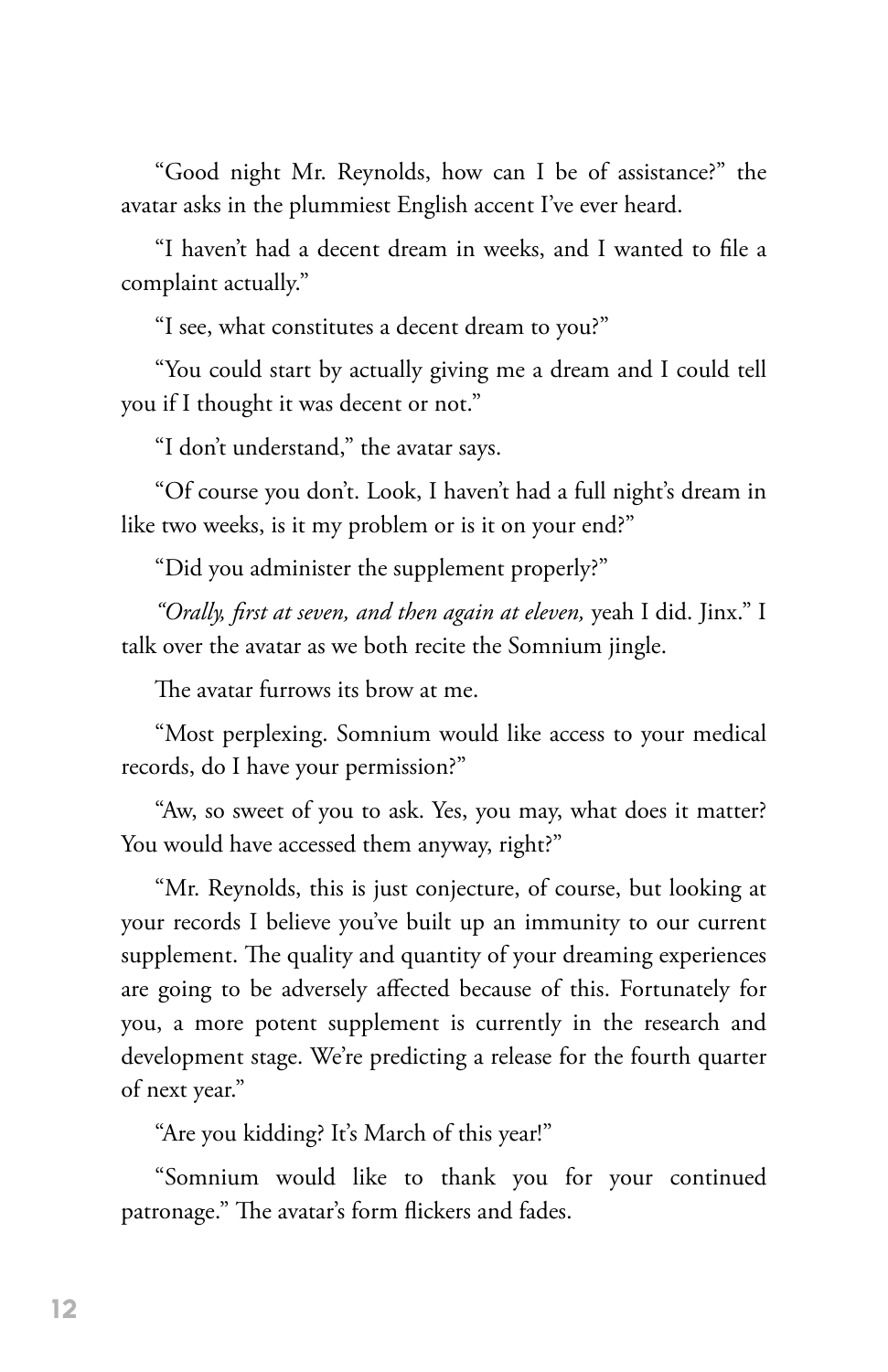"Good night Mr. Reynolds, how can I be of assistance?" the avatar asks in the plummiest English accent I've ever heard.

"I haven't had a decent dream in weeks, and I wanted to file a complaint actually."

"I see, what constitutes a decent dream to you?"

"You could start by actually giving me a dream and I could tell you if I thought it was decent or not."

"I don't understand," the avatar says.

"Of course you don't. Look, I haven't had a full night's dream in like two weeks, is it my problem or is it on your end?"

"Did you administer the supplement properly?"

*"Orally, first at seven, and then again at eleven,* yeah I did. Jinx." I talk over the avatar as we both recite the Somnium jingle.

The avatar furrows its brow at me.

"Most perplexing. Somnium would like access to your medical records, do I have your permission?"

"Aw, so sweet of you to ask. Yes, you may, what does it matter? You would have accessed them anyway, right?"

"Mr. Reynolds, this is just conjecture, of course, but looking at your records I believe you've built up an immunity to our current supplement. The quality and quantity of your dreaming experiences are going to be adversely affected because of this. Fortunately for you, a more potent supplement is currently in the research and development stage. We're predicting a release for the fourth quarter of next year."

"Are you kidding? It's March of this year!"

"Somnium would like to thank you for your continued patronage." The avatar's form flickers and fades.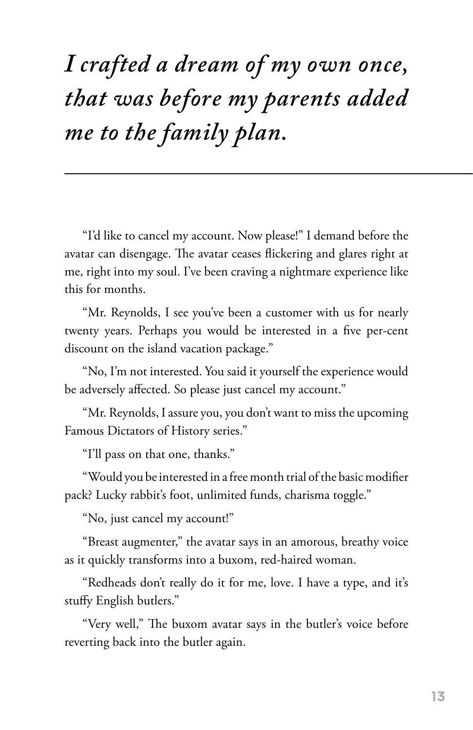*I crafted a dream of my own once, that was before my parents added me to the family plan.*

---

"I'd like to cancel my account. Now please!" I demand before the avatar can disengage. The avatar ceases flickering and glares right at me, right into my soul. I've been craving a nightmare experience like this for months.

"Mr. Reynolds, I see you've been a customer with us for nearly twenty years. Perhaps you would be interested in a five per-cent discount on the island vacation package."

"No, I'm not interested. You said it yourself the experience would be adversely affected. So please just cancel my account."

"Mr. Reynolds, I assure you, you don't want to miss the upcoming Famous Dictators of History series."

"I'll pass on that one, thanks."

"Would you be interested in a free month trial of the basic modifier pack? Lucky rabbit's foot, unlimited funds, charisma toggle."

"No, just cancel my account!"

"Breast augmenter," the avatar says in an amorous, breathy voice as it quickly transforms into a buxom, red-haired woman.

"Redheads don't really do it for me, love. I have a type, and it's stuffy English butlers."

"Very well," The buxom avatar says in the butler's voice before reverting back into the butler again.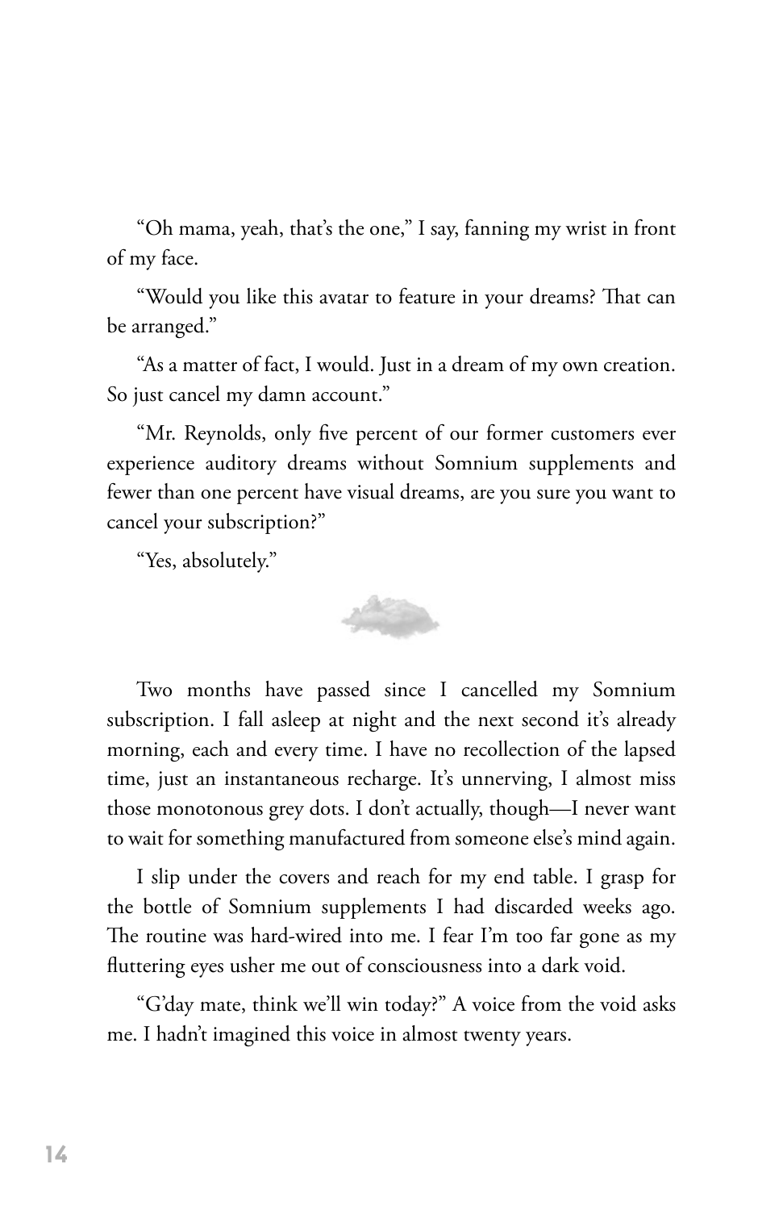"Oh mama, yeah, that's the one," I say, fanning my wrist in front of my face.

"Would you like this avatar to feature in your dreams? That can be arranged."

"As a matter of fact, I would. Just in a dream of my own creation. So just cancel my damn account."

"Mr. Reynolds, only five percent of our former customers ever experience auditory dreams without Somnium supplements and fewer than one percent have visual dreams, are you sure you want to cancel your subscription?"

"Yes, absolutely."

Two months have passed since I cancelled my Somnium subscription. I fall asleep at night and the next second it's already morning, each and every time. I have no recollection of the lapsed time, just an instantaneous recharge. It's unnerving, I almost miss those monotonous grey dots. I don't actually, though—I never want to wait for something manufactured from someone else's mind again.

I slip under the covers and reach for my end table. I grasp for the bottle of Somnium supplements I had discarded weeks ago. The routine was hard-wired into me. I fear I'm too far gone as my fluttering eyes usher me out of consciousness into a dark void.

"G'day mate, think we'll win today?" A voice from the void asks me. I hadn't imagined this voice in almost twenty years.